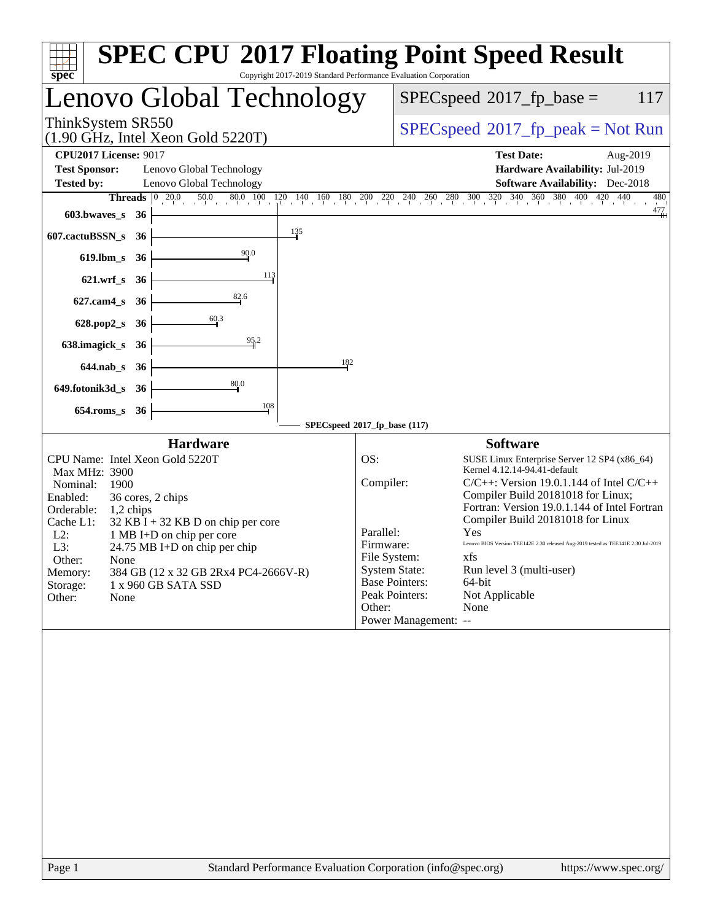# SPEC CPU 2017 Floating Point Speed Result

Copyright 2017-2019 Standard Performance Evaluation Corporation

## Lenovo Global Technology

ThinkSystem SR550
(1.90 GHz, Intel Xeon Gold 5220T)

SPECspeed 2017_fp_base = 117

SPECspeed 2017_fp_peak = Not Run

**CPU2017 License:** 9017
**Test Sponsor:** Lenovo Global Technology
**Tested by:** Lenovo Global Technology

**Test Date:** Aug-2019
**Hardware Availability:** Jul-2019
**Software Availability:** Dec-2018

| Benchmark | Threads | Base Ratio |
|---|---|---|
| 603.bwaves_s | 36 | 477 |
| 607.cactuBSSN_s | 36 | 135 |
| 619.lbm_s | 36 | 90.0 |
| 621.wrf_s | 36 | 113 |
| 627.cam4_s | 36 | 82.6 |
| 628.pop2_s | 36 | 60.3 |
| 638.imagick_s | 36 | 95.2 |
| 644.nab_s | 36 | 182 |
| 649.fotonik3d_s | 36 | 80.0 |
| 654.roms_s | 36 | 108 |

SPECspeed 2017_fp_base (117)

### Hardware

| | |
|---|---|
| CPU Name: | Intel Xeon Gold 5220T |
| Max MHz: | 3900 |
| Nominal: | 1900 |
| Enabled: | 36 cores, 2 chips |
| Orderable: | 1,2 chips |
| Cache L1: | 32 KB I + 32 KB D on chip per core |
| L2: | 1 MB I+D on chip per core |
| L3: | 24.75 MB I+D on chip per chip |
| Other: | None |
| Memory: | 384 GB (12 x 32 GB 2Rx4 PC4-2666V-R) |
| Storage: | 1 x 960 GB SATA SSD |
| Other: | None |

### Software

| | |
|---|---|
| OS: | SUSE Linux Enterprise Server 12 SP4 (x86_64) Kernel 4.12.14-94.41-default |
| Compiler: | C/C++: Version 19.0.1.144 of Intel C/C++ Compiler Build 20181018 for Linux; Fortran: Version 19.0.1.144 of Intel Fortran Compiler Build 20181018 for Linux |
| Parallel: | Yes |
| Firmware: | Lenovo BIOS Version TEE142E 2.30 released Aug-2019 tested as TEE141E 2.30 Jul-2019 |
| File System: | xfs |
| System State: | Run level 3 (multi-user) |
| Base Pointers: | 64-bit |
| Peak Pointers: | Not Applicable |
| Other: | None |
| Power Management: | -- |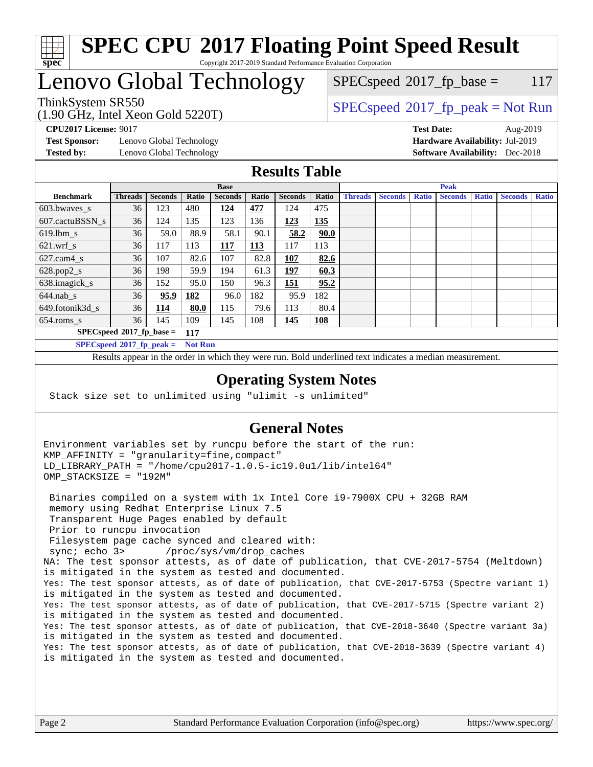# SPEC CPU 2017 Floating Point Speed Result

Copyright 2017-2019 Standard Performance Evaluation Corporation

# Lenovo Global Technology

ThinkSystem SR550
(1.90 GHz, Intel Xeon Gold 5220T)

SPECspeed 2017_fp_base = 117

SPECspeed 2017_fp_peak = Not Run

**CPU2017 License:** 9017
**Test Sponsor:** Lenovo Global Technology
**Tested by:** Lenovo Global Technology

**Test Date:** Aug-2019
**Hardware Availability:** Jul-2019
**Software Availability:** Dec-2018

## Results Table

| Benchmark | Base | | | | | | | Peak | | | | | | |
|---|---|---|---|---|---|---|---|---|---|---|---|---|---|---|
| | Threads | Seconds | Ratio | Seconds | Ratio | Seconds | Ratio | Threads | Seconds | Ratio | Seconds | Ratio | Seconds | Ratio |
| 603.bwaves_s | 36 | 123 | 480 | **124** | **477** | 124 | 475 | | | | | | | |
| 607.cactuBSSN_s | 36 | 124 | 135 | 123 | 136 | **123** | **135** | | | | | | | |
| 619.lbm_s | 36 | 59.0 | 88.9 | 58.1 | 90.1 | **58.2** | **90.0** | | | | | | | |
| 621.wrf_s | 36 | 117 | 113 | **117** | **113** | 117 | 113 | | | | | | | |
| 627.cam4_s | 36 | 107 | 82.6 | 107 | 82.8 | **107** | **82.6** | | | | | | | |
| 628.pop2_s | 36 | 198 | 59.9 | 194 | 61.3 | **197** | **60.3** | | | | | | | |
| 638.imagick_s | 36 | 152 | 95.0 | 150 | 96.3 | **151** | **95.2** | | | | | | | |
| 644.nab_s | 36 | **95.9** | **182** | 96.0 | 182 | 95.9 | 182 | | | | | | | |
| 649.fotonik3d_s | 36 | **114** | **80.0** | 115 | 79.6 | 113 | 80.4 | | | | | | | |
| 654.roms_s | 36 | 145 | 109 | 145 | 108 | **145** | **108** | | | | | | | |

**SPECspeed 2017_fp_base = 117**

**SPECspeed 2017_fp_peak = Not Run**

Results appear in the order in which they were run. Bold underlined text indicates a median measurement.

## Operating System Notes

```
Stack size set to unlimited using "ulimit -s unlimited"
```

## General Notes

```
Environment variables set by runcpu before the start of the run:
KMP_AFFINITY = "granularity=fine,compact"
LD_LIBRARY_PATH = "/home/cpu2017-1.0.5-ic19.0u1/lib/intel64"
OMP_STACKSIZE = "192M"

 Binaries compiled on a system with 1x Intel Core i9-7900X CPU + 32GB RAM
 memory using Redhat Enterprise Linux 7.5
 Transparent Huge Pages enabled by default
 Prior to runcpu invocation
 Filesystem page cache synced and cleared with:
 sync; echo 3>       /proc/sys/vm/drop_caches
NA: The test sponsor attests, as of date of publication, that CVE-2017-5754 (Meltdown)
is mitigated in the system as tested and documented.
Yes: The test sponsor attests, as of date of publication, that CVE-2017-5753 (Spectre variant 1)
is mitigated in the system as tested and documented.
Yes: The test sponsor attests, as of date of publication, that CVE-2017-5715 (Spectre variant 2)
is mitigated in the system as tested and documented.
Yes: The test sponsor attests, as of date of publication, that CVE-2018-3640 (Spectre variant 3a)
is mitigated in the system as tested and documented.
Yes: The test sponsor attests, as of date of publication, that CVE-2018-3639 (Spectre variant 4)
is mitigated in the system as tested and documented.
```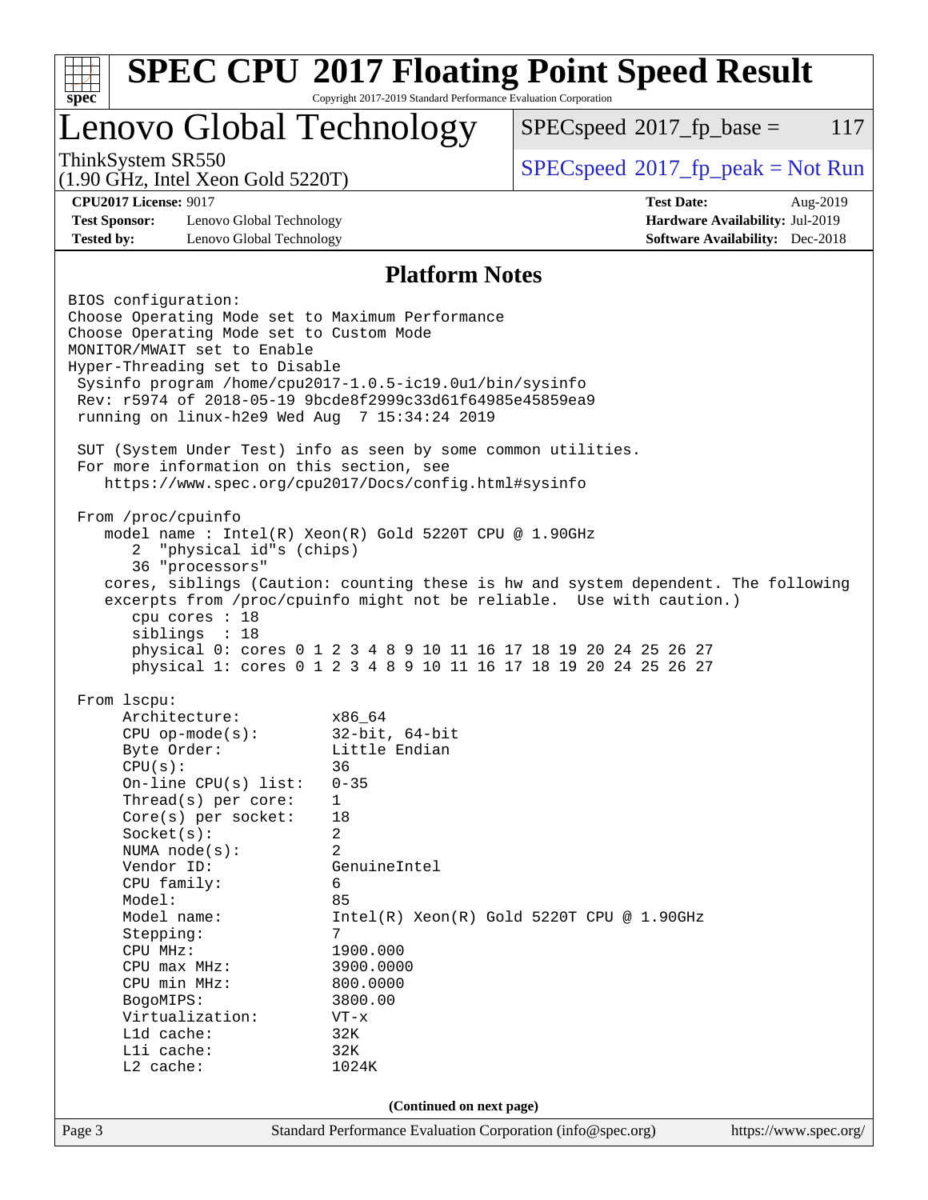# SPEC CPU 2017 Floating Point Speed Result

Copyright 2017-2019 Standard Performance Evaluation Corporation

## Lenovo Global Technology

ThinkSystem SR550
(1.90 GHz, Intel Xeon Gold 5220T)

SPECspeed 2017_fp_base = 117

SPECspeed 2017_fp_peak = Not Run

**CPU2017 License:** 9017
**Test Sponsor:** Lenovo Global Technology
**Tested by:** Lenovo Global Technology

**Test Date:** Aug-2019
**Hardware Availability:** Jul-2019
**Software Availability:** Dec-2018

### Platform Notes

```
BIOS configuration:
Choose Operating Mode set to Maximum Performance
Choose Operating Mode set to Custom Mode
MONITOR/MWAIT set to Enable
Hyper-Threading set to Disable
 Sysinfo program /home/cpu2017-1.0.5-ic19.0u1/bin/sysinfo
 Rev: r5974 of 2018-05-19 9bcde8f2999c33d61f64985e45859ea9
 running on linux-h2e9 Wed Aug  7 15:34:24 2019

 SUT (System Under Test) info as seen by some common utilities.
 For more information on this section, see
    https://www.spec.org/cpu2017/Docs/config.html#sysinfo

 From /proc/cpuinfo
    model name : Intel(R) Xeon(R) Gold 5220T CPU @ 1.90GHz
       2  "physical id"s (chips)
       36 "processors"
    cores, siblings (Caution: counting these is hw and system dependent. The following
    excerpts from /proc/cpuinfo might not be reliable.  Use with caution.)
       cpu cores : 18
       siblings  : 18
       physical 0: cores 0 1 2 3 4 8 9 10 11 16 17 18 19 20 24 25 26 27
       physical 1: cores 0 1 2 3 4 8 9 10 11 16 17 18 19 20 24 25 26 27

 From lscpu:
      Architecture:          x86_64
      CPU op-mode(s):        32-bit, 64-bit
      Byte Order:            Little Endian
      CPU(s):                36
      On-line CPU(s) list:   0-35
      Thread(s) per core:    1
      Core(s) per socket:    18
      Socket(s):             2
      NUMA node(s):          2
      Vendor ID:             GenuineIntel
      CPU family:            6
      Model:                 85
      Model name:            Intel(R) Xeon(R) Gold 5220T CPU @ 1.90GHz
      Stepping:              7
      CPU MHz:               1900.000
      CPU max MHz:           3900.0000
      CPU min MHz:           800.0000
      BogoMIPS:              3800.00
      Virtualization:        VT-x
      L1d cache:             32K
      L1i cache:             32K
      L2 cache:              1024K
```

(Continued on next page)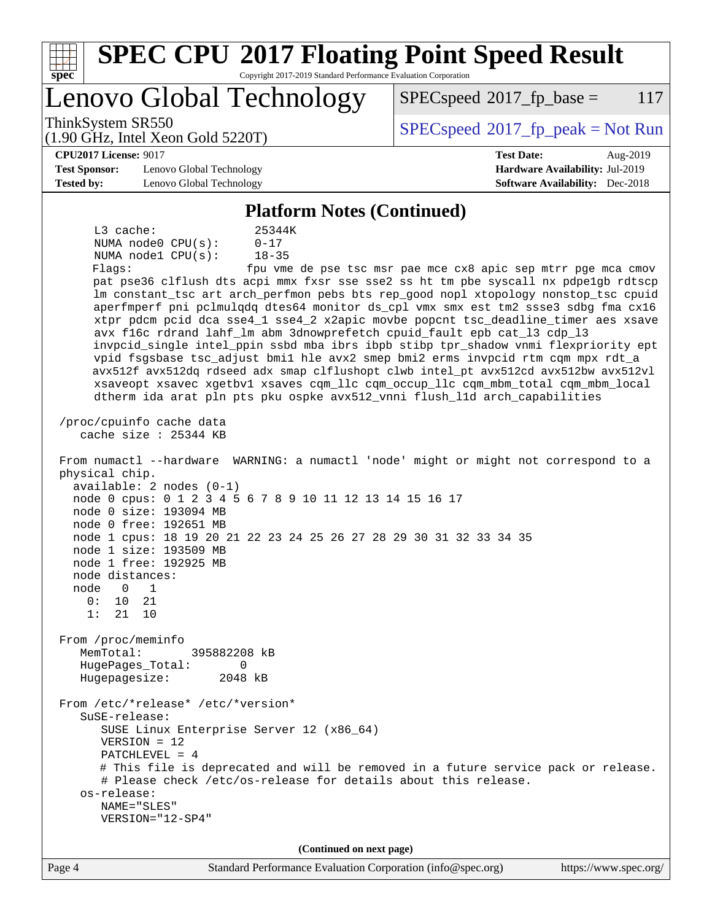## Platform Notes (Continued)

```
     L3 cache:              25344K
     NUMA node0 CPU(s):     0-17
     NUMA node1 CPU(s):     18-35
     Flags:                 fpu vme de pse tsc msr pae mce cx8 apic sep mtrr pge mca cmov
     pat pse36 clflush dts acpi mmx fxsr sse sse2 ss ht tm pbe syscall nx pdpe1gb rdtscp
     lm constant_tsc art arch_perfmon pebs bts rep_good nopl xtopology nonstop_tsc cpuid
     aperfmperf pni pclmulqdq dtes64 monitor ds_cpl vmx smx est tm2 ssse3 sdbg fma cx16
     xtpr pdcm pcid dca sse4_1 sse4_2 x2apic movbe popcnt tsc_deadline_timer aes xsave
     avx f16c rdrand lahf_lm abm 3dnowprefetch cpuid_fault epb cat_l3 cdp_l3
     invpcid_single intel_ppin ssbd mba ibrs ibpb stibp tpr_shadow vnmi flexpriority ept
     vpid fsgsbase tsc_adjust bmi1 hle avx2 smep bmi2 erms invpcid rtm cqm mpx rdt_a
     avx512f avx512dq rdseed adx smap clflushopt clwb intel_pt avx512cd avx512bw avx512vl
     xsaveopt xsavec xgetbv1 xsaves cqm_llc cqm_occup_llc cqm_mbm_total cqm_mbm_local
     dtherm ida arat pln pts pku ospke avx512_vnni flush_l1d arch_capabilities

 /proc/cpuinfo cache data
    cache size : 25344 KB

 From numactl --hardware  WARNING: a numactl 'node' might or might not correspond to a
 physical chip.
   available: 2 nodes (0-1)
   node 0 cpus: 0 1 2 3 4 5 6 7 8 9 10 11 12 13 14 15 16 17
   node 0 size: 193094 MB
   node 0 free: 192651 MB
   node 1 cpus: 18 19 20 21 22 23 24 25 26 27 28 29 30 31 32 33 34 35
   node 1 size: 193509 MB
   node 1 free: 192925 MB
   node distances:
   node   0   1
     0:  10  21
     1:  21  10

 From /proc/meminfo
    MemTotal:       395882208 kB
    HugePages_Total:       0
    Hugepagesize:       2048 kB

 From /etc/*release* /etc/*version*
    SuSE-release:
       SUSE Linux Enterprise Server 12 (x86_64)
       VERSION = 12
       PATCHLEVEL = 4
       # This file is deprecated and will be removed in a future service pack or release.
       # Please check /etc/os-release for details about this release.
    os-release:
       NAME="SLES"
       VERSION="12-SP4"
```

(Continued on next page)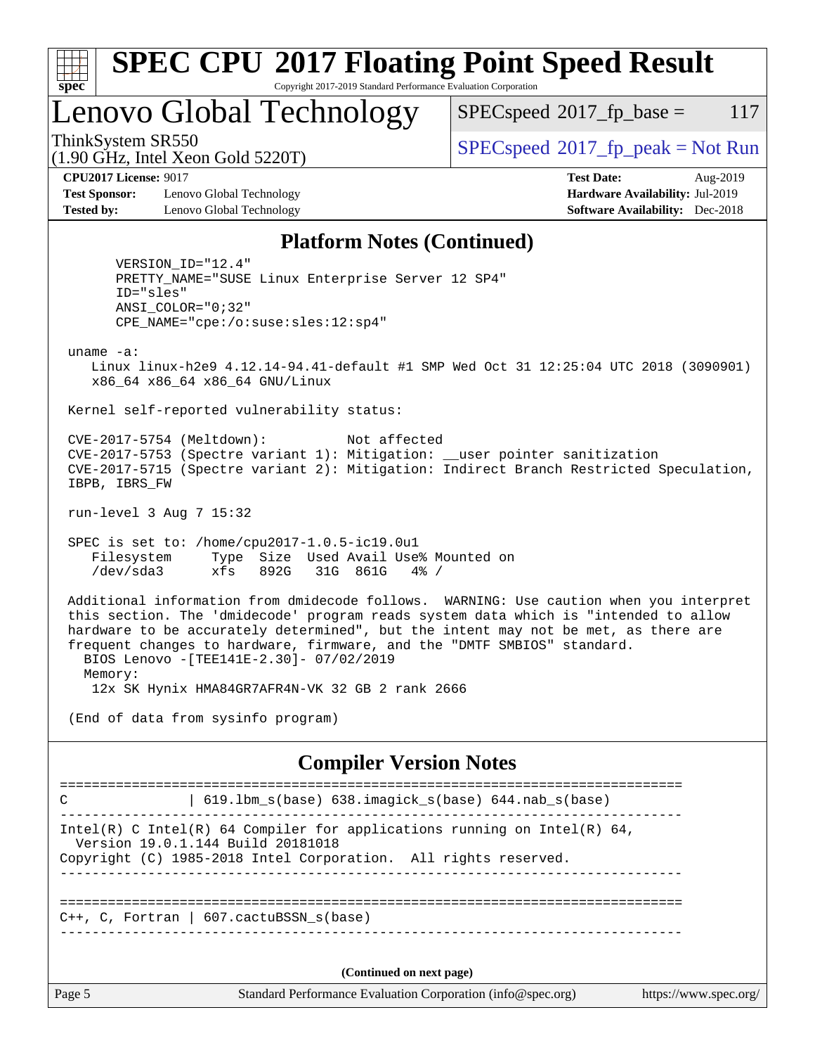## Platform Notes (Continued)

```
      VERSION_ID="12.4"
      PRETTY_NAME="SUSE Linux Enterprise Server 12 SP4"
      ID="sles"
      ANSI_COLOR="0;32"
      CPE_NAME="cpe:/o:suse:sles:12:sp4"

 uname -a:
    Linux linux-h2e9 4.12.14-94.41-default #1 SMP Wed Oct 31 12:25:04 UTC 2018 (3090901)
    x86_64 x86_64 x86_64 GNU/Linux

 Kernel self-reported vulnerability status:

 CVE-2017-5754 (Meltdown):          Not affected
 CVE-2017-5753 (Spectre variant 1): Mitigation: __user pointer sanitization
 CVE-2017-5715 (Spectre variant 2): Mitigation: Indirect Branch Restricted Speculation,
 IBPB, IBRS_FW

 run-level 3 Aug 7 15:32

 SPEC is set to: /home/cpu2017-1.0.5-ic19.0u1
    Filesystem     Type  Size  Used Avail Use% Mounted on
    /dev/sda3      xfs   892G   31G  861G   4% /

 Additional information from dmidecode follows.  WARNING: Use caution when you interpret
 this section. The 'dmidecode' program reads system data which is "intended to allow
 hardware to be accurately determined", but the intent may not be met, as there are
 frequent changes to hardware, firmware, and the "DMTF SMBIOS" standard.
   BIOS Lenovo -[TEE141E-2.30]- 07/02/2019
   Memory:
    12x SK Hynix HMA84GR7AFR4N-VK 32 GB 2 rank 2666

 (End of data from sysinfo program)
```

## Compiler Version Notes

```
==============================================================================
C               | 619.lbm_s(base) 638.imagick_s(base) 644.nab_s(base)
------------------------------------------------------------------------------
Intel(R) C Intel(R) 64 Compiler for applications running on Intel(R) 64,
  Version 19.0.1.144 Build 20181018
Copyright (C) 1985-2018 Intel Corporation.  All rights reserved.
------------------------------------------------------------------------------

==============================================================================
C++, C, Fortran | 607.cactuBSSN_s(base)
------------------------------------------------------------------------------
```

(Continued on next page)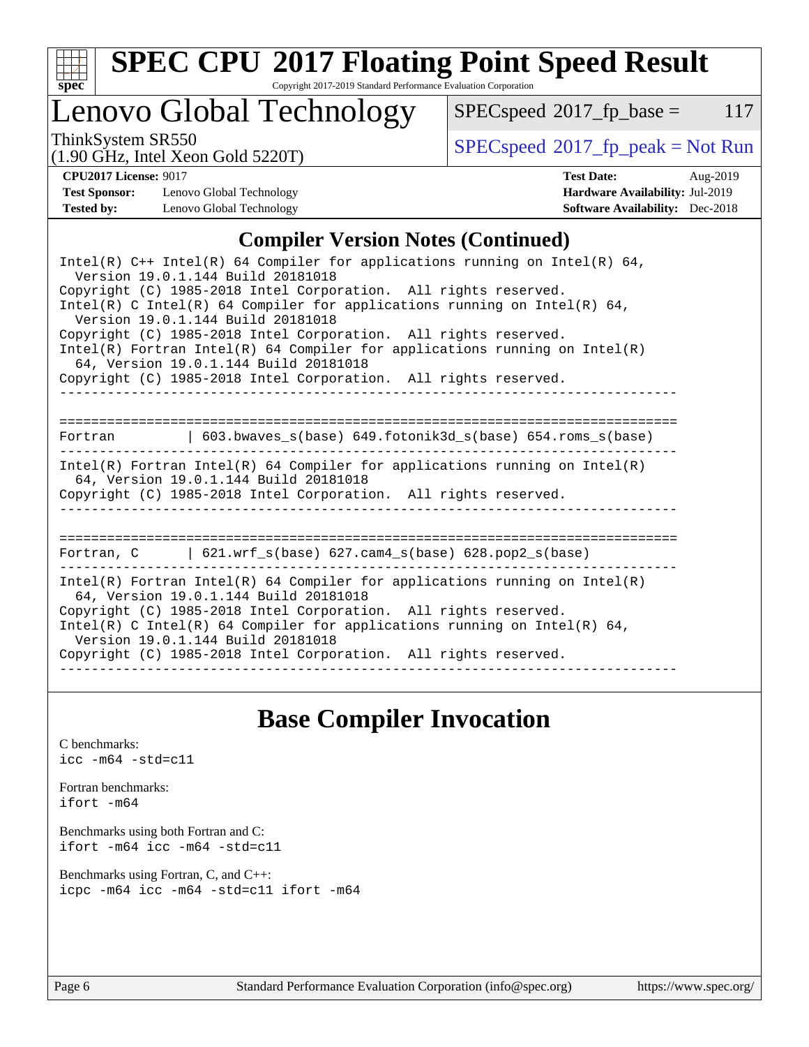## Compiler Version Notes (Continued)

```
Intel(R) C++ Intel(R) 64 Compiler for applications running on Intel(R) 64,
  Version 19.0.1.144 Build 20181018
Copyright (C) 1985-2018 Intel Corporation.  All rights reserved.
Intel(R) C Intel(R) 64 Compiler for applications running on Intel(R) 64,
  Version 19.0.1.144 Build 20181018
Copyright (C) 1985-2018 Intel Corporation.  All rights reserved.
Intel(R) Fortran Intel(R) 64 Compiler for applications running on Intel(R)
  64, Version 19.0.1.144 Build 20181018
Copyright (C) 1985-2018 Intel Corporation.  All rights reserved.
------------------------------------------------------------------------------

==============================================================================
Fortran         | 603.bwaves_s(base) 649.fotonik3d_s(base) 654.roms_s(base)
------------------------------------------------------------------------------
Intel(R) Fortran Intel(R) 64 Compiler for applications running on Intel(R)
  64, Version 19.0.1.144 Build 20181018
Copyright (C) 1985-2018 Intel Corporation.  All rights reserved.
------------------------------------------------------------------------------

==============================================================================
Fortran, C      | 621.wrf_s(base) 627.cam4_s(base) 628.pop2_s(base)
------------------------------------------------------------------------------
Intel(R) Fortran Intel(R) 64 Compiler for applications running on Intel(R)
  64, Version 19.0.1.144 Build 20181018
Copyright (C) 1985-2018 Intel Corporation.  All rights reserved.
Intel(R) C Intel(R) 64 Compiler for applications running on Intel(R) 64,
  Version 19.0.1.144 Build 20181018
Copyright (C) 1985-2018 Intel Corporation.  All rights reserved.
------------------------------------------------------------------------------
```

## Base Compiler Invocation

C benchmarks:
`icc -m64 -std=c11`

Fortran benchmarks:
`ifort -m64`

Benchmarks using both Fortran and C:
`ifort -m64 icc -m64 -std=c11`

Benchmarks using Fortran, C, and C++:
`icpc -m64 icc -m64 -std=c11 ifort -m64`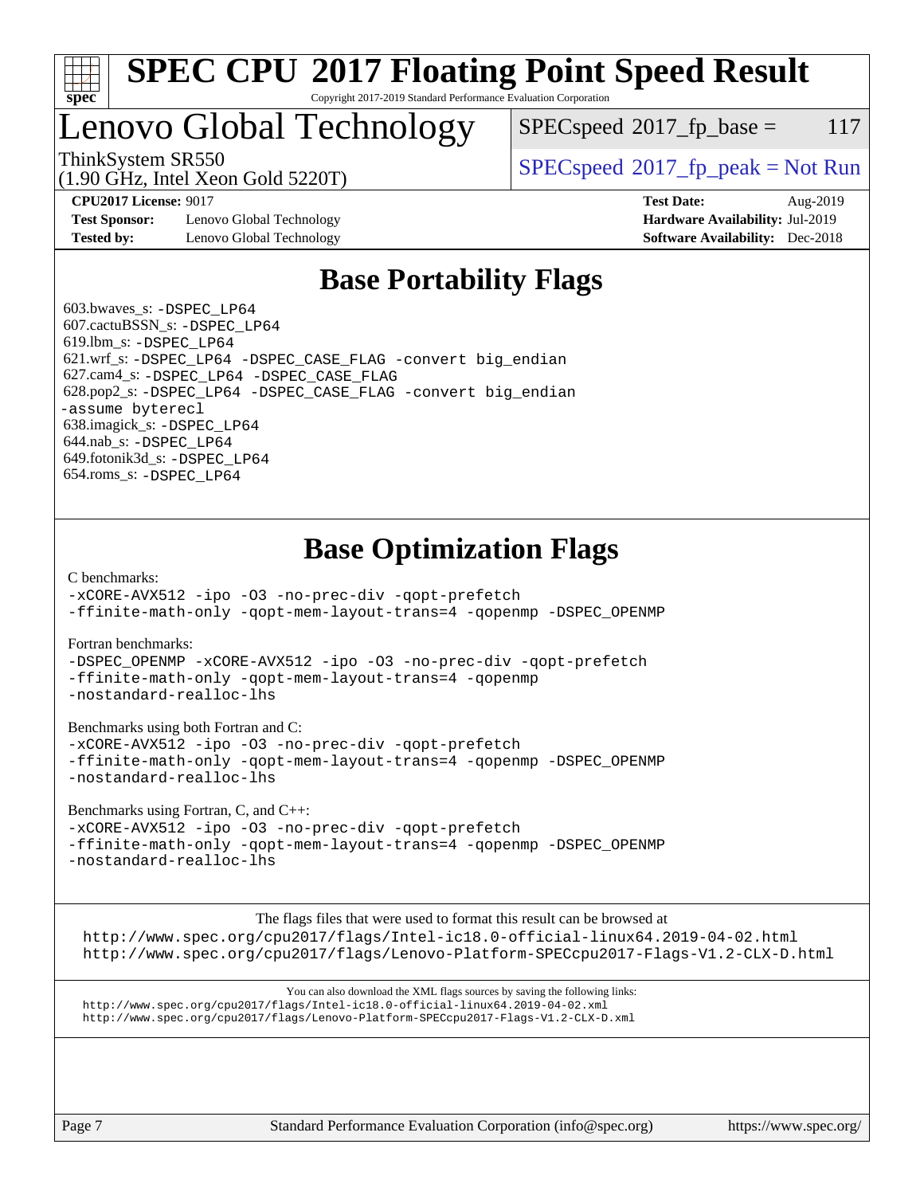# SPEC CPU 2017 Floating Point Speed Result

Copyright 2017-2019 Standard Performance Evaluation Corporation

# Lenovo Global Technology

ThinkSystem SR550
(1.90 GHz, Intel Xeon Gold 5220T)

SPECspeed 2017_fp_base = 117

SPECspeed 2017_fp_peak = Not Run

**CPU2017 License:** 9017
**Test Sponsor:** Lenovo Global Technology
**Tested by:** Lenovo Global Technology

**Test Date:** Aug-2019
**Hardware Availability:** Jul-2019
**Software Availability:** Dec-2018

## Base Portability Flags

603.bwaves_s: `-DSPEC_LP64`
607.cactuBSSN_s: `-DSPEC_LP64`
619.lbm_s: `-DSPEC_LP64`
621.wrf_s: `-DSPEC_LP64 -DSPEC_CASE_FLAG -convert big_endian`
627.cam4_s: `-DSPEC_LP64 -DSPEC_CASE_FLAG`
628.pop2_s: `-DSPEC_LP64 -DSPEC_CASE_FLAG -convert big_endian -assume byterecl`
638.imagick_s: `-DSPEC_LP64`
644.nab_s: `-DSPEC_LP64`
649.fotonik3d_s: `-DSPEC_LP64`
654.roms_s: `-DSPEC_LP64`

## Base Optimization Flags

C benchmarks:

```
-xCORE-AVX512 -ipo -O3 -no-prec-div -qopt-prefetch
-ffinite-math-only -qopt-mem-layout-trans=4 -qopenmp -DSPEC_OPENMP
```

Fortran benchmarks:

```
-DSPEC_OPENMP -xCORE-AVX512 -ipo -O3 -no-prec-div -qopt-prefetch
-ffinite-math-only -qopt-mem-layout-trans=4 -qopenmp
-nostandard-realloc-lhs
```

Benchmarks using both Fortran and C:

```
-xCORE-AVX512 -ipo -O3 -no-prec-div -qopt-prefetch
-ffinite-math-only -qopt-mem-layout-trans=4 -qopenmp -DSPEC_OPENMP
-nostandard-realloc-lhs
```

Benchmarks using Fortran, C, and C++:

```
-xCORE-AVX512 -ipo -O3 -no-prec-div -qopt-prefetch
-ffinite-math-only -qopt-mem-layout-trans=4 -qopenmp -DSPEC_OPENMP
-nostandard-realloc-lhs
```

The flags files that were used to format this result can be browsed at
http://www.spec.org/cpu2017/flags/Intel-ic18.0-official-linux64.2019-04-02.html
http://www.spec.org/cpu2017/flags/Lenovo-Platform-SPECcpu2017-Flags-V1.2-CLX-D.html

You can also download the XML flags sources by saving the following links:
http://www.spec.org/cpu2017/flags/Intel-ic18.0-official-linux64.2019-04-02.xml
http://www.spec.org/cpu2017/flags/Lenovo-Platform-SPECcpu2017-Flags-V1.2-CLX-D.xml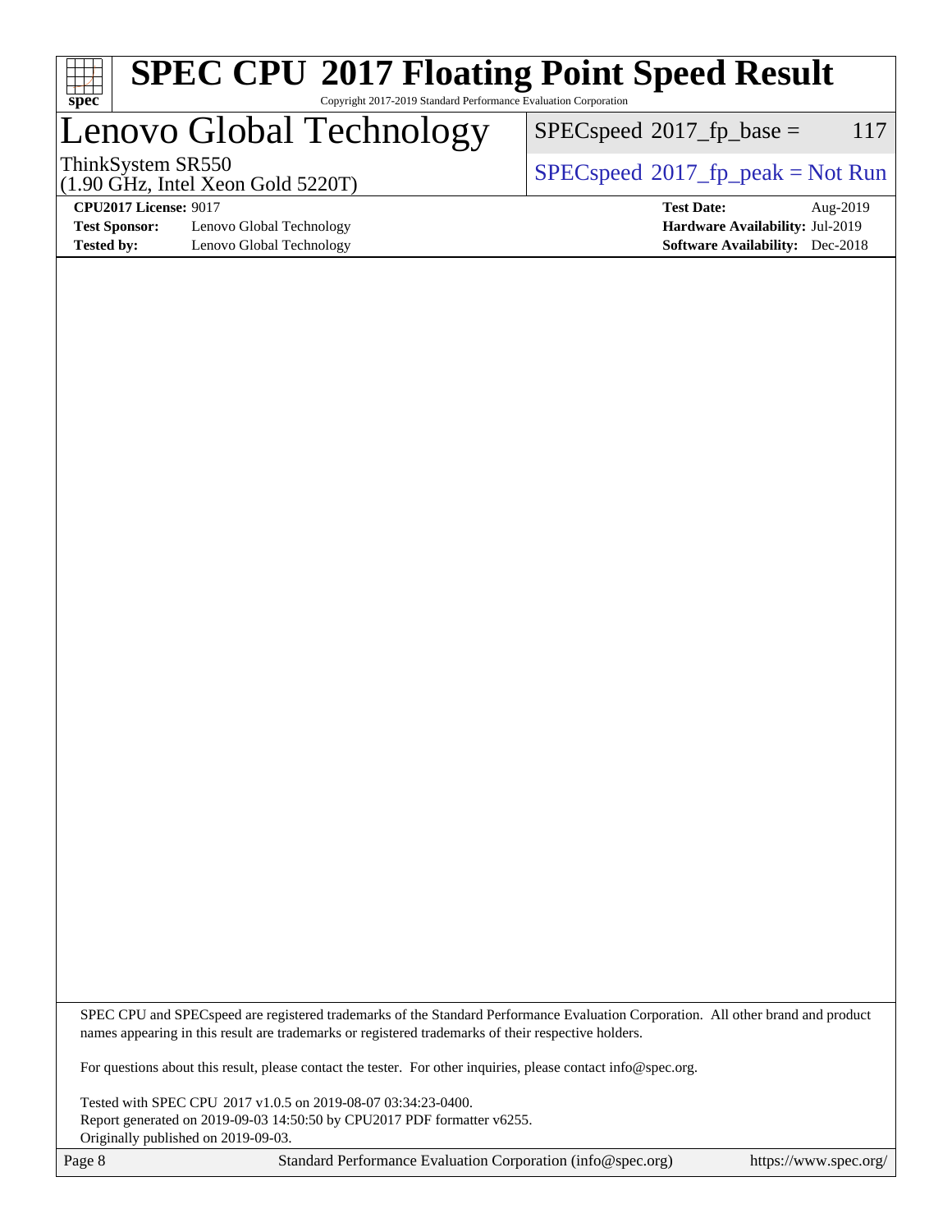SPEC CPU and SPECspeed are registered trademarks of the Standard Performance Evaluation Corporation. All other brand and product names appearing in this result are trademarks or registered trademarks of their respective holders.

For questions about this result, please contact the tester. For other inquiries, please contact info@spec.org.

Tested with SPEC CPU 2017 v1.0.5 on 2019-08-07 03:34:23-0400.
Report generated on 2019-09-03 14:50:50 by CPU2017 PDF formatter v6255.
Originally published on 2019-09-03.